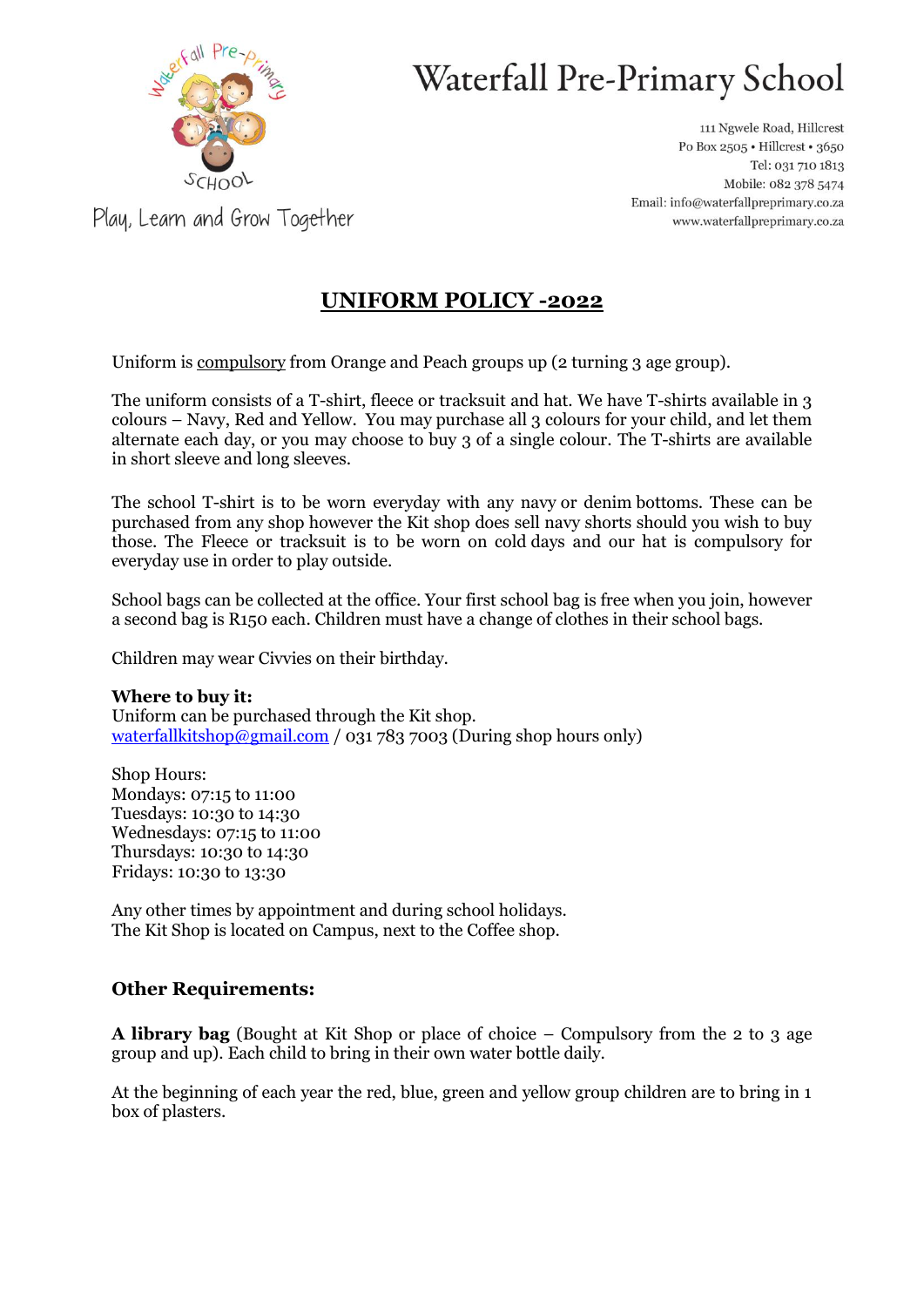# Waterfall Pre-Primary School

Play, Learn and Grow Together

111 Ngwele Road, Hillcrest
Po Box 2505 • Hillcrest • 3650
Tel: 031 710 1813
Mobile: 082 378 5474
Email: info@waterfallpreprimary.co.za
www.waterfallpreprimary.co.za

## UNIFORM POLICY -2022

Uniform is compulsory from Orange and Peach groups up (2 turning 3 age group).

The uniform consists of a T-shirt, fleece or tracksuit and hat. We have T-shirts available in 3 colours – Navy, Red and Yellow. You may purchase all 3 colours for your child, and let them alternate each day, or you may choose to buy 3 of a single colour. The T-shirts are available in short sleeve and long sleeves.

The school T-shirt is to be worn everyday with any navy or denim bottoms. These can be purchased from any shop however the Kit shop does sell navy shorts should you wish to buy those. The Fleece or tracksuit is to be worn on cold days and our hat is compulsory for everyday use in order to play outside.

School bags can be collected at the office. Your first school bag is free when you join, however a second bag is R150 each. Children must have a change of clothes in their school bags.

Children may wear Civvies on their birthday.

**Where to buy it:**
Uniform can be purchased through the Kit shop.
waterfallkitshop@gmail.com / 031 783 7003 (During shop hours only)

Shop Hours:
Mondays: 07:15 to 11:00
Tuesdays: 10:30 to 14:30
Wednesdays: 07:15 to 11:00
Thursdays: 10:30 to 14:30
Fridays: 10:30 to 13:30

Any other times by appointment and during school holidays.
The Kit Shop is located on Campus, next to the Coffee shop.

### Other Requirements:

**A library bag** (Bought at Kit Shop or place of choice – Compulsory from the 2 to 3 age group and up). Each child to bring in their own water bottle daily.

At the beginning of each year the red, blue, green and yellow group children are to bring in 1 box of plasters.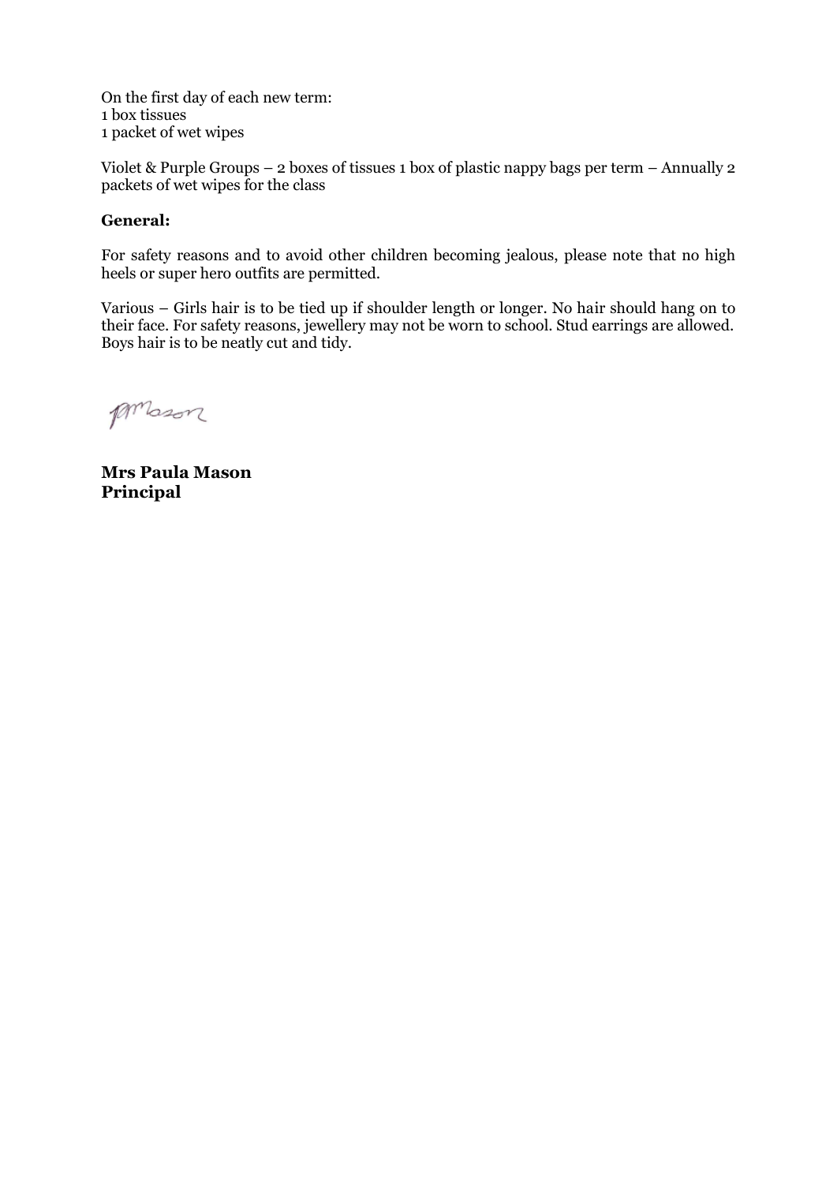On the first day of each new term:
1 box tissues
1 packet of wet wipes

Violet & Purple Groups – 2 boxes of tissues 1 box of plastic nappy bags per term – Annually 2 packets of wet wipes for the class

**General:**

For safety reasons and to avoid other children becoming jealous, please note that no high heels or super hero outfits are permitted.

Various – Girls hair is to be tied up if shoulder length or longer. No hair should hang on to their face. For safety reasons, jewellery may not be worn to school. Stud earrings are allowed. Boys hair is to be neatly cut and tidy.

PMason

**Mrs Paula Mason**
**Principal**